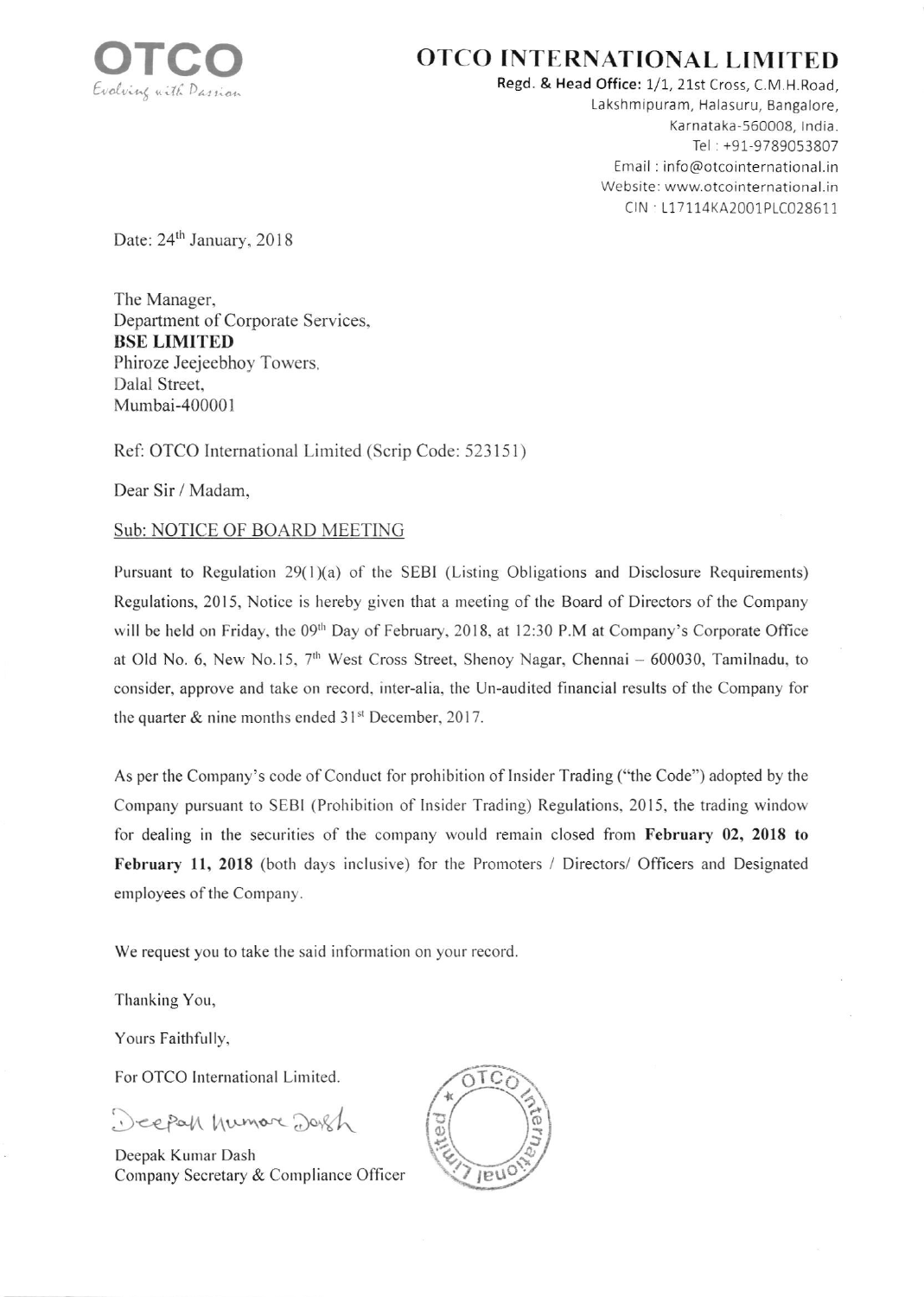**OTCO**
*Evolving with Passion*

# OTCO INTERNATIONAL LIMITED

**Regd. & Head Office:** 1/1, 21st Cross, C.M.H.Road,
Lakshmipuram, Halasuru, Bangalore,
Karnataka-560008, India.
Tel : +91-9789053807
Email : info@otcointernational.in
Website: www.otcointernational.in
CIN : L17114KA2001PLC028611

Date: 24th January, 2018

The Manager,
Department of Corporate Services,
**BSE LIMITED**
Phiroze Jeejeebhoy Towers,
Dalal Street,
Mumbai-400001

Ref: OTCO International Limited (Scrip Code: 523151)

Dear Sir / Madam,

Sub: NOTICE OF BOARD MEETING

Pursuant to Regulation 29(1)(a) of the SEBI (Listing Obligations and Disclosure Requirements) Regulations, 2015, Notice is hereby given that a meeting of the Board of Directors of the Company will be held on Friday, the 09th Day of February, 2018, at 12:30 P.M at Company's Corporate Office at Old No. 6, New No.15, 7th West Cross Street, Shenoy Nagar, Chennai – 600030, Tamilnadu, to consider, approve and take on record, inter-alia, the Un-audited financial results of the Company for the quarter & nine months ended 31st December, 2017.

As per the Company's code of Conduct for prohibition of Insider Trading ("the Code") adopted by the Company pursuant to SEBI (Prohibition of Insider Trading) Regulations, 2015, the trading window for dealing in the securities of the company would remain closed from **February 02, 2018 to February 11, 2018** (both days inclusive) for the Promoters / Directors/ Officers and Designated employees of the Company.

We request you to take the said information on your record.

Thanking You,

Yours Faithfully,

For OTCO International Limited.

Deepak Kumar Dash

Deepak Kumar Dash
Company Secretary & Compliance Officer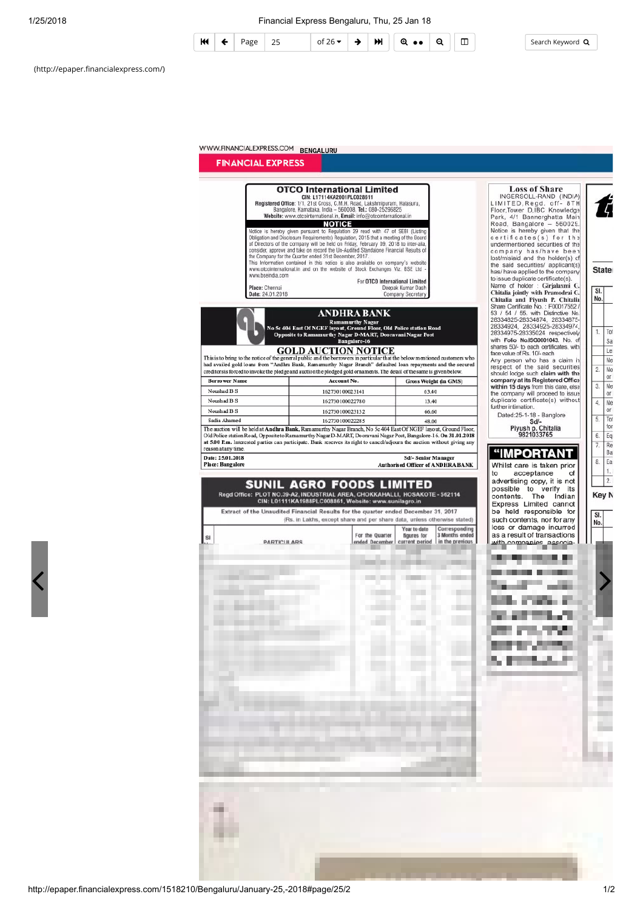WWW.FINANCIALEXPRESS.COM BENGALURU

FINANCIAL EXPRESS

## OTCO International Limited

CIN: L17114KA2001PLC028611

Registered Office: 1/1, 21st Cross, C.M.H. Road, Lakshmipuram, Halasuru, Bangalore, Karnataka, India – 560008. Tel.: 080-25296825

Website: www.otcointernational.in, Email: info@otcointernational.in

### NOTICE

Notice is hereby given pursuant to Regulation 29 read with 47 of SEBI (Listing Obligation and Disclosure Requirements) Regulation, 2015 that a meeting of the Board of Directors of the company will be held on Friday, February 09, 2018 to inter-alia, consider, approve and take on record the Un-Audited Standalone Financial Results of the Company for the Quarter ended 31st December, 2017.

This Information contained in this notice is also available on company's website www.otcointernational.in and on the website of Stock Exchanges Viz. BSE Ltd - www.bseindia.com

For OTCO International Limited

Place: Chennai
Date: 24.01.2018

Deepak Kumar Dash
Company Secretary

## ANDHRA BANK

Ramamurthy Nagar
No 5c 404 East Of NGEF layout, Ground Floor, Old Police station Road
Opposite to Ramamurthy Nagar D-MART, Dooravani Nagar Post
Bangalore-16

### GOLD AUCTION NOTICE

This is to bring to the notice of the general public and the borrowers in particular that the below mentioned customers who had availed gold loans from "Andhra Bank, Ramamurthy Nagar Branch" defaulted loan repayments and the secured creditors is forced to invoke the pledge and auction the pledged gold ornaments. The detail of these same is given below.

| Borrower Name | Account No. | Gross Weight (in GMS) |
|---|---|---|
| Noushad B S | 162730100023141 | 63.40 |
| Noushad B S | 162730100022780 | 13.40 |
| Noushad B S | 162730100023132 | 66.60 |
| Sadia Ahamed | 162730100022285 | 48.00 |

The auction will be held at Andhra Bank, Ramamurthy Nagar Branch, No 5c 404 East Of NGEF layout, Ground Floor, Old Police station Road, Opposite to Ramamurthy Nagar D-MART, Dooravani Nagar Post, Bangalore-16. On 31.01.2018 at 5.00 P.m. Interested parties can participate. Bank reserves its right to cancel/adjourn the auction without giving any reason at any time.

Date: 25.01.2018
Place: Bangalore

Sd/- Senior Manager
Authorised Officer of ANDHRA BANK

## SUNIL AGRO FOODS LIMITED

Regd Office: PLOT NO.39-A2, INDUSTRIAL AREA, CHOKKAHALLI, HOSAKOTE - 562114
CIN: L01111KA1988PLC008861, Website: www.sunilagro.in

Extract of the Unaudited Financial Results for the quarter ended December 31, 2017

(Rs. in Lakhs, except share and per share data, unless otherwise stated)

| Sl | PARTICULARS | For the Quarter ended December | Year to date figures for current period | Corresponding 3 Months ended in the previous |
|---|---|---|---|---|

## Loss of Share

INGERSOLL-RAND (INDIA) LIMITED, Regd. off- 8TH Floor, Tower D, IBC Knowledge Park, 4/1 Bannerghatta Main Road, Bangalore – 560029. Notice is hereby given that the certificates(s) for the undermentioned securities of the company has/have been lost/mislaid and the holder(s) of the said securities/ applicant(s) has/ have applied to the company to issue duplicate certificate(s).

Name of holder : Girjalaxmi C. Chitalia jointly with Pramodrai C. Chitalia and Piyush P. Chitalia Share Certificate No. : F00017552 / 53 / 54 / 55, with Distinctive No. 28334825-28334874, 28334875-28334924, 28334925-28334974, 28334975-28335024 respectively with Folio No.ISG0001043. No. of shares 50/- to each certificates, with face value of Rs. 10/- each

Any person who has a claim in respect of the said securities should lodge such claim with the company at its Registered Office within 15 days from this date, else the company will proceed to issue duplicate certificate(s) without further intimation.

Dated:25-1-18 - Banglore

Sd/-
Piyush p. Chitalia
9821033765

## "IMPORTANT

Whilst care is taken prior to acceptance of advertising copy, it is not possible to verify its contents. The Indian Express Limited cannot be held responsible for such contents, nor for any loss or damage incurred as a result of transactions with companies, associa-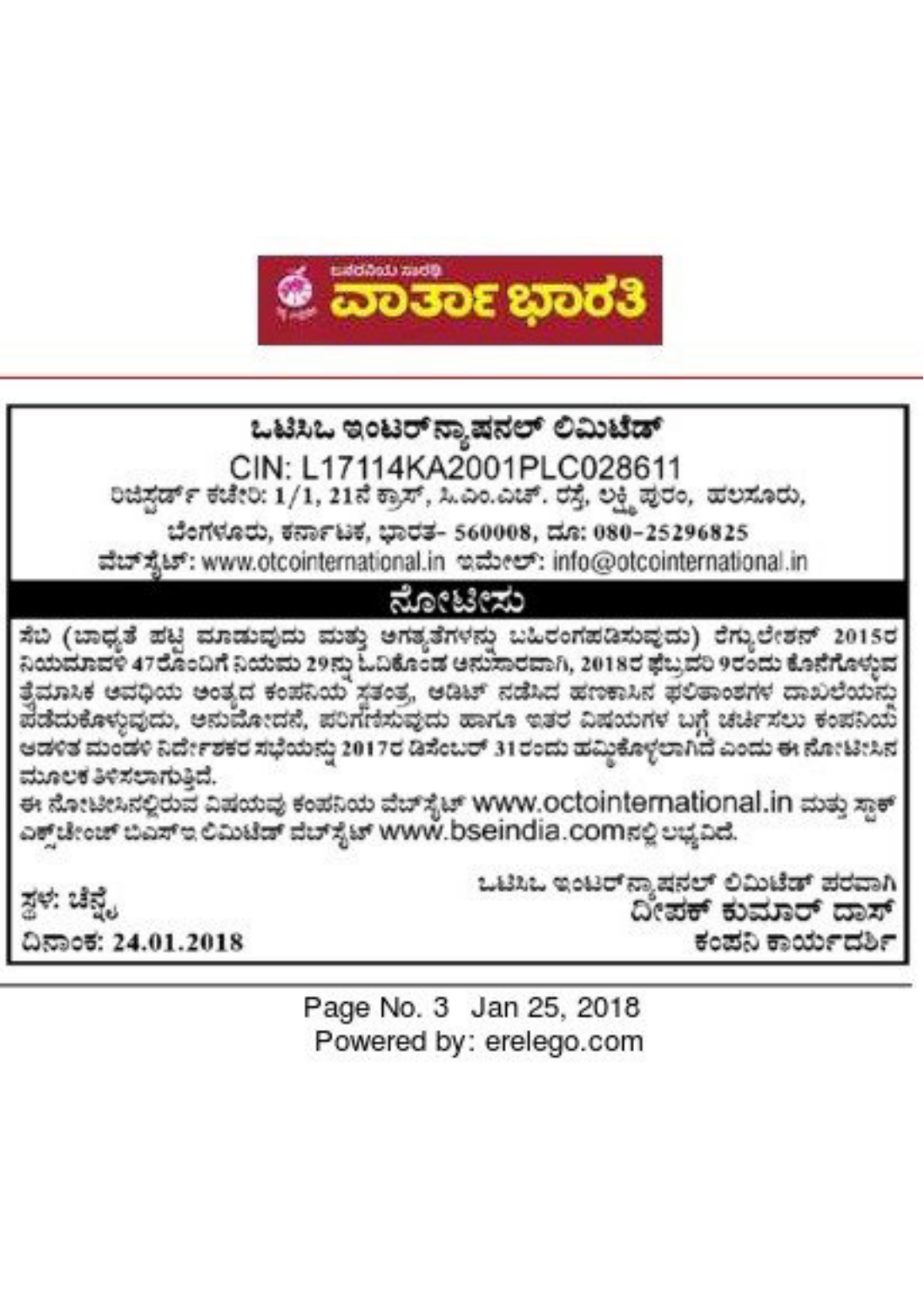ವಾರ್ತಾ ಭಾರತಿ

# ಒಟಿಸಿಒ ಇಂಟರ್‌ನ್ಯಾಷನಲ್ ಲಿಮಿಟೆಡ್

CIN: L17114KA2001PLC028611

ರಿಜಿಸ್ಟರ್ಡ್ ಕಚೇರಿ: 1/1, 21ನೆ ಕ್ರಾಸ್, ಸಿ.ಎಂ.ಎಚ್. ರಸ್ತೆ, ಲಕ್ಷ್ಮಿ ಪುರಂ, ಹಲಸೂರು, ಬೆಂಗಳೂರು, ಕರ್ನಾಟಕ, ಭಾರತ- 560008, ದೂ: 080-25296825

ವೆಬ್‌ಸೈಟ್: www.otcointernational.in ಇಮೇಲ್: info@otcointernational.in

## ನೋಟೀಸು

ಸೆಬಿ (ಬಾಧ್ಯತೆ ಪಟ್ಟಿ ಮಾಡುವುದು ಮತ್ತು ಅಗತ್ಯತೆಗಳನ್ನು ಬಹಿರಂಗಪಡಿಸುವುದು) ರೆಗ್ಯುಲೇಶನ್ 2015ರ ನಿಯಮಾವಳಿ 47ರೊಂದಿಗೆ ನಿಯಮ 29ನ್ನು ಓದಿಕೊಂಡ ಅನುಸಾರವಾಗಿ, 2018ರ ಫೆಬ್ರವರಿ 9ರಂದು ಕೊನೆಗೊಳ್ಳುವ ತ್ರೈಮಾಸಿಕ ಅವಧಿಯ ಅಂತ್ಯದ ಕಂಪೆನಿಯ ಸ್ವತಂತ್ರ, ಆಡಿಟ್ ನಡೆಸಿದ ಹಣಕಾಸಿನ ಫಲಿತಾಂಶಗಳ ದಾಖಲೆಯನ್ನು ಪಡೆದುಕೊಳ್ಳುವುದು, ಅನುಮೋದನೆ, ಪರಿಗಣಿಸುವುದು ಹಾಗೂ ಇತರ ವಿಷಯಗಳ ಬಗ್ಗೆ ಚರ್ಚಿಸಲು ಕಂಪೆನಿಯ ಆಡಳಿತ ಮಂಡಳಿ ನಿರ್ದೇಶಕರ ಸಭೆಯನ್ನು 2017ರ ಡಿಸೆಂಬರ್ 31ರಂದು ಹಮ್ಮಿಕೊಳ್ಳಲಾಗಿದೆ ಎಂದು ಈ ನೋಟೀಸಿನ ಮೂಲಕ ತಿಳಿಸಲಾಗುತ್ತಿದೆ.

ಈ ನೋಟೀಸಿನಲ್ಲಿರುವ ವಿಷಯವು ಕಂಪೆನಿಯ ವೆಬ್‌ಸೈಟ್ www.octointernational.in ಮತ್ತು ಸ್ಟಾಕ್ ಎಕ್ಸ್‌ಚೇಂಜ್ ಬಿಎಸ್‌ಇ ಲಿಮಿಟೆಡ್ ವೆಬ್‌ಸೈಟ್ www.bseindia.comನಲ್ಲಿ ಲಭ್ಯವಿದೆ.

ಒಟಿಸಿಒ ಇಂಟರ್‌ನ್ಯಾಷನಲ್ ಲಿಮಿಟೆಡ್ ಪರವಾಗಿ

ದೀಪಕ್ ಕುಮಾರ್ ದಾಸ್

ಕಂಪನಿ ಕಾರ್ಯದರ್ಶಿ

ಸ್ಥಳ: ಚೆನ್ನೈ

ದಿನಾಂಕ: 24.01.2018

Page No. 3 Jan 25, 2018

Powered by: erelego.com